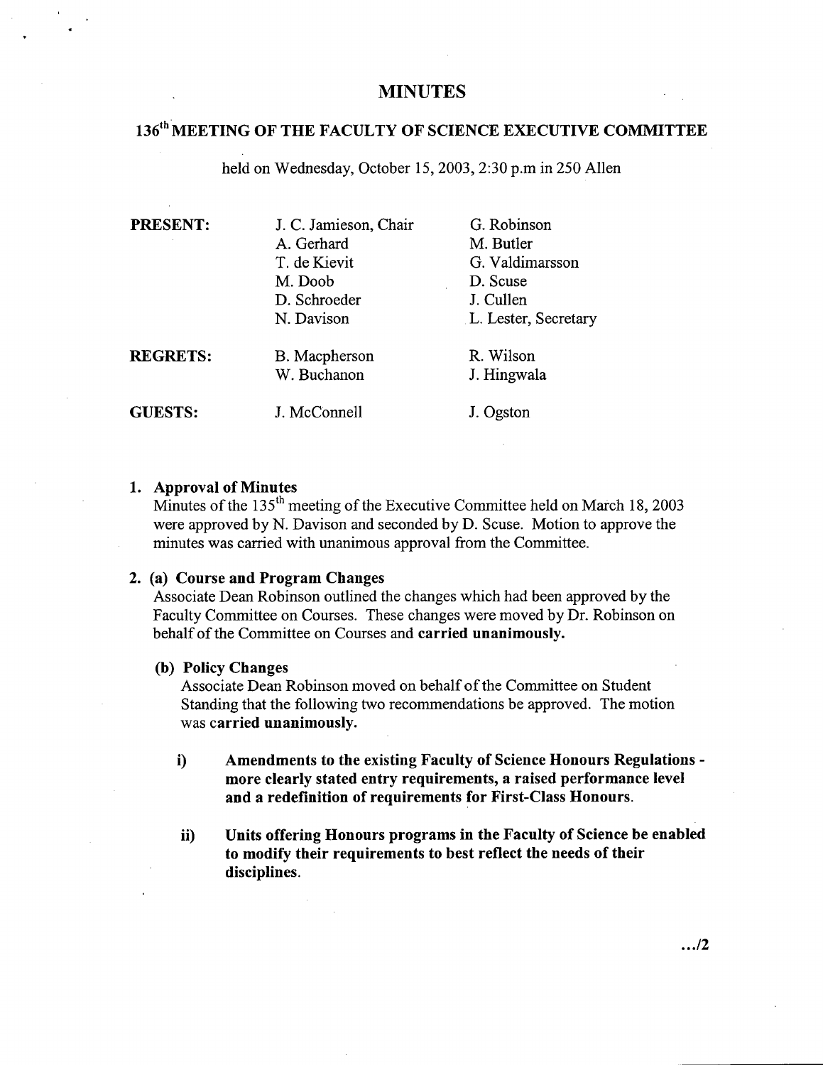# MINUTES

## 136th MEETING OF THE FACULTY OF SCIENCE EXECUTIVE COMMITTEE

held on Wednesday, October 15, 2003, 2:30 p.m in 250 Allen

| | | |
|---|---|---|
| **PRESENT:** | J. C. Jamieson, Chair | G. Robinson |
| | A. Gerhard | M. Butler |
| | T. de Kievit | G. Valdimarsson |
| | M. Doob | D. Scuse |
| | D. Schroeder | J. Cullen |
| | N. Davison | L. Lester, Secretary |
| **REGRETS:** | B. Macpherson | R. Wilson |
| | W. Buchanon | J. Hingwala |
| **GUESTS:** | J. McConnell | J. Ogston |

### 1. Approval of Minutes

Minutes of the 135th meeting of the Executive Committee held on March 18, 2003 were approved by N. Davison and seconded by D. Scuse. Motion to approve the minutes was carried with unanimous approval from the Committee.

### 2. (a) Course and Program Changes

Associate Dean Robinson outlined the changes which had been approved by the Faculty Committee on Courses. These changes were moved by Dr. Robinson on behalf of the Committee on Courses and **carried unanimously.**

#### (b) Policy Changes

Associate Dean Robinson moved on behalf of the Committee on Student Standing that the following two recommendations be approved. The motion was **carried unanimously.**

i) **Amendments to the existing Faculty of Science Honours Regulations - more clearly stated entry requirements, a raised performance level and a redefinition of requirements for First-Class Honours.**

ii) **Units offering Honours programs in the Faculty of Science be enabled to modify their requirements to best reflect the needs of their disciplines.**

.../2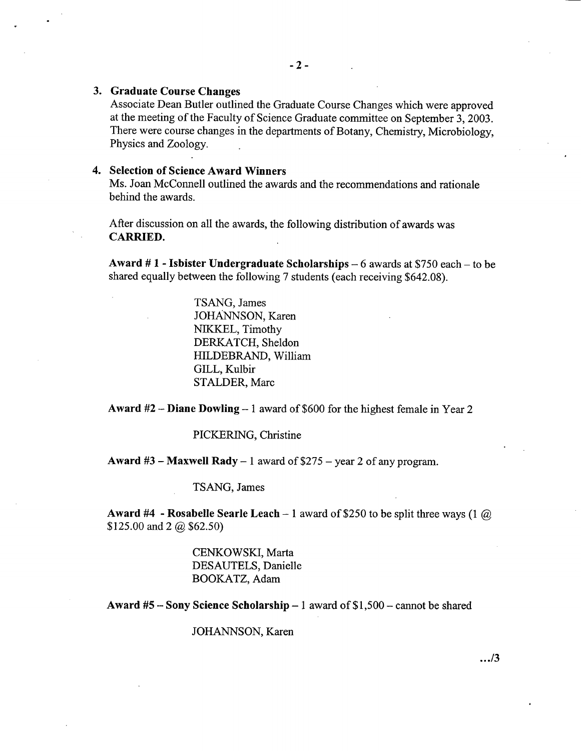### 3. Graduate Course Changes

Associate Dean Butler outlined the Graduate Course Changes which were approved at the meeting of the Faculty of Science Graduate committee on September 3, 2003. There were course changes in the departments of Botany, Chemistry, Microbiology, Physics and Zoology.

### 4. Selection of Science Award Winners

Ms. Joan McConnell outlined the awards and the recommendations and rationale behind the awards.

After discussion on all the awards, the following distribution of awards was **CARRIED.**

**Award # 1 - Isbister Undergraduate Scholarships** – 6 awards at $750 each – to be shared equally between the following 7 students (each receiving $642.08).

TSANG, James  
JOHANNSON, Karen  
NIKKEL, Timothy  
DERKATCH, Sheldon  
HILDEBRAND, William  
GILL, Kulbir  
STALDER, Marc

**Award #2 – Diane Dowling** – 1 award of $600 for the highest female in Year 2

PICKERING, Christine

**Award #3 – Maxwell Rady** – 1 award of $275 – year 2 of any program.

TSANG, James

**Award #4 - Rosabelle Searle Leach** – 1 award of $250 to be split three ways (1 @ $125.00 and 2 @ $62.50)

CENKOWSKI, Marta  
DESAUTELS, Danielle  
BOOKATZ, Adam

**Award #5 – Sony Science Scholarship** – 1 award of $1,500 – cannot be shared

JOHANNSON, Karen

.../3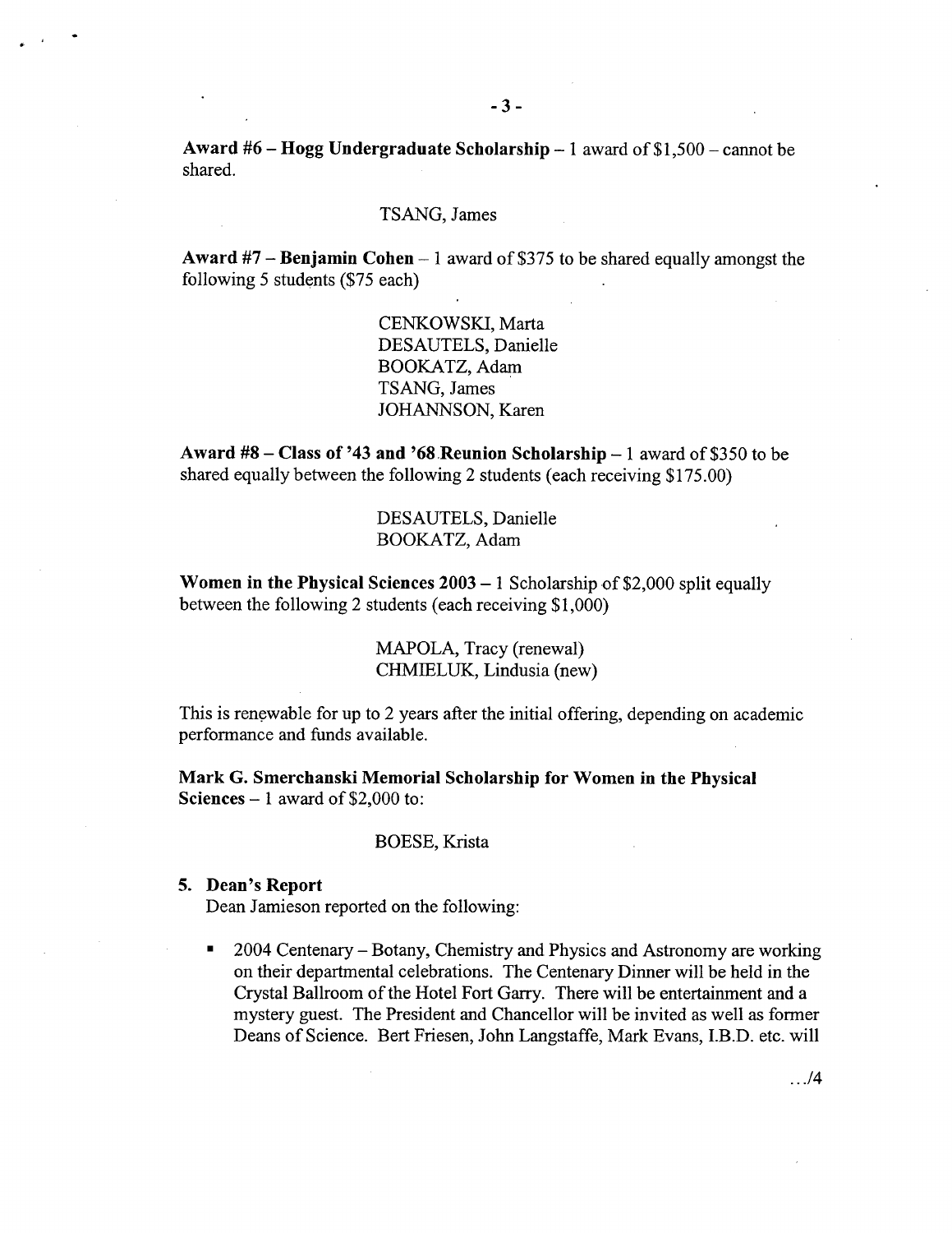**Award #6 – Hogg Undergraduate Scholarship** – 1 award of $1,500 – cannot be shared.

TSANG, James

**Award #7 – Benjamin Cohen** – 1 award of $375 to be shared equally amongst the following 5 students ($75 each)

CENKOWSKI, Marta
DESAUTELS, Danielle
BOOKATZ, Adam
TSANG, James
JOHANNSON, Karen

**Award #8 – Class of '43 and '68 Reunion Scholarship** – 1 award of $350 to be shared equally between the following 2 students (each receiving $175.00)

DESAUTELS, Danielle
BOOKATZ, Adam

**Women in the Physical Sciences 2003** – 1 Scholarship of $2,000 split equally between the following 2 students (each receiving $1,000)

MAPOLA, Tracy (renewal)
CHMIELUK, Lindusia (new)

This is renewable for up to 2 years after the initial offering, depending on academic performance and funds available.

**Mark G. Smerchanski Memorial Scholarship for Women in the Physical Sciences** – 1 award of $2,000 to:

BOESE, Krista

**5. Dean's Report**

Dean Jamieson reported on the following:

- 2004 Centenary – Botany, Chemistry and Physics and Astronomy are working on their departmental celebrations. The Centenary Dinner will be held in the Crystal Ballroom of the Hotel Fort Garry. There will be entertainment and a mystery guest. The President and Chancellor will be invited as well as former Deans of Science. Bert Friesen, John Langstaffe, Mark Evans, I.B.D. etc. will

.../4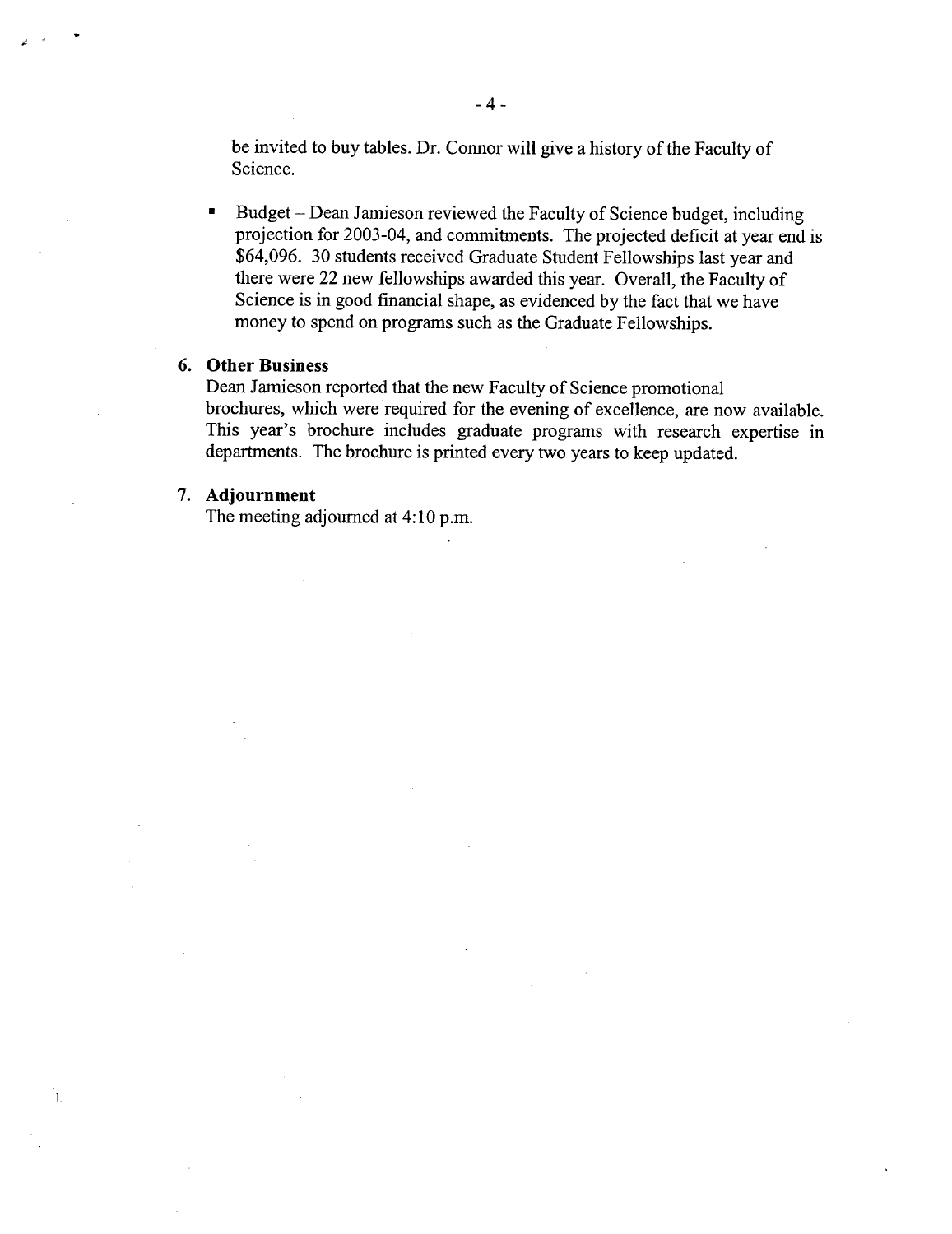be invited to buy tables. Dr. Connor will give a history of the Faculty of Science.

- Budget – Dean Jamieson reviewed the Faculty of Science budget, including projection for 2003-04, and commitments. The projected deficit at year end is $64,096. 30 students received Graduate Student Fellowships last year and there were 22 new fellowships awarded this year. Overall, the Faculty of Science is in good financial shape, as evidenced by the fact that we have money to spend on programs such as the Graduate Fellowships.

## 6. Other Business

Dean Jamieson reported that the new Faculty of Science promotional brochures, which were required for the evening of excellence, are now available. This year's brochure includes graduate programs with research expertise in departments. The brochure is printed every two years to keep updated.

## 7. Adjournment

The meeting adjourned at 4:10 p.m.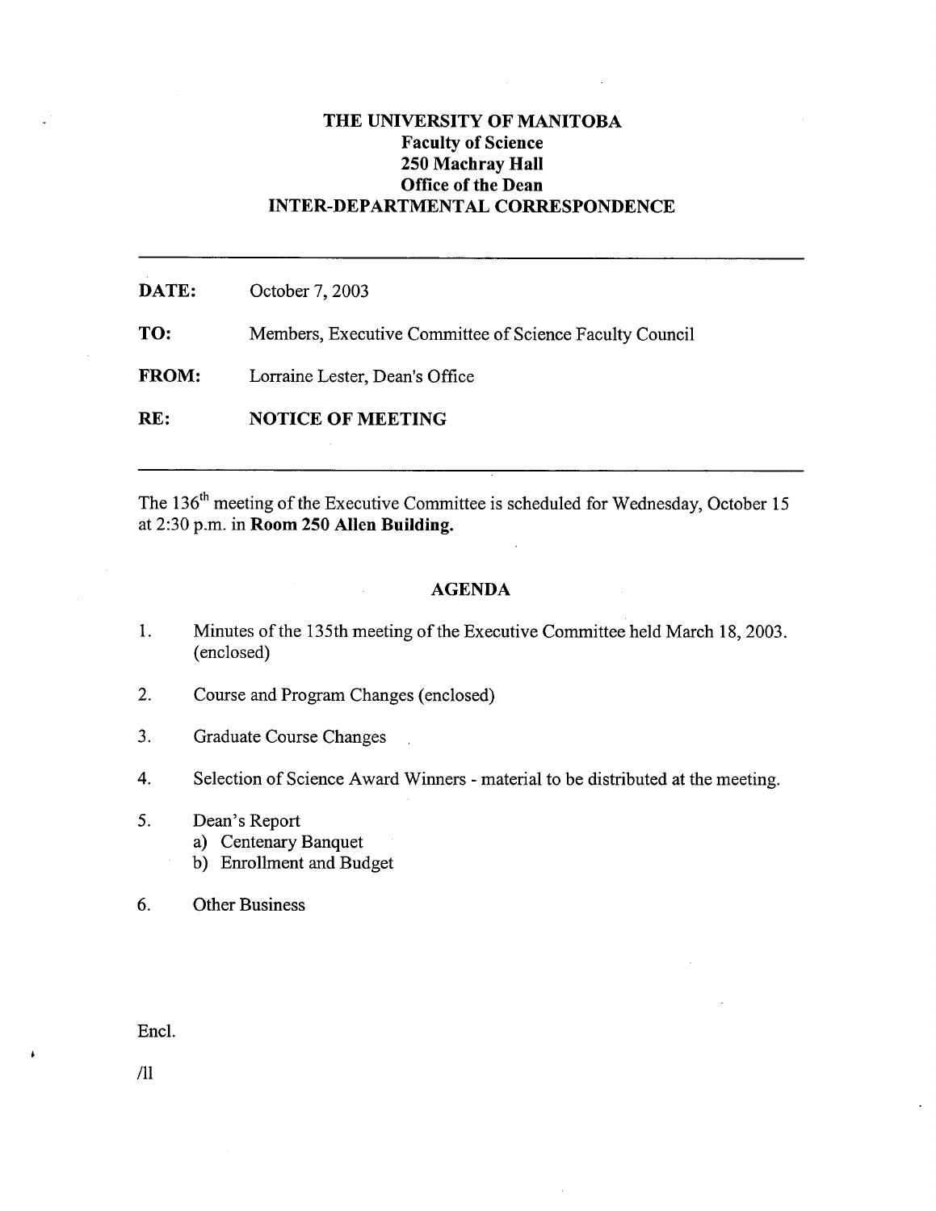**THE UNIVERSITY OF MANITOBA**
**Faculty of Science**
**250 Machray Hall**
**Office of the Dean**
**INTER-DEPARTMENTAL CORRESPONDENCE**

---

**DATE:** October 7, 2003

**TO:** Members, Executive Committee of Science Faculty Council

**FROM:** Lorraine Lester, Dean's Office

**RE:** **NOTICE OF MEETING**

---

The 136th meeting of the Executive Committee is scheduled for Wednesday, October 15 at 2:30 p.m. in **Room 250 Allen Building.**

## AGENDA

1. Minutes of the 135th meeting of the Executive Committee held March 18, 2003. (enclosed)
2. Course and Program Changes (enclosed)
3. Graduate Course Changes
4. Selection of Science Award Winners - material to be distributed at the meeting.
5. Dean's Report
   a) Centenary Banquet
   b) Enrollment and Budget
6. Other Business

Encl.

/ll